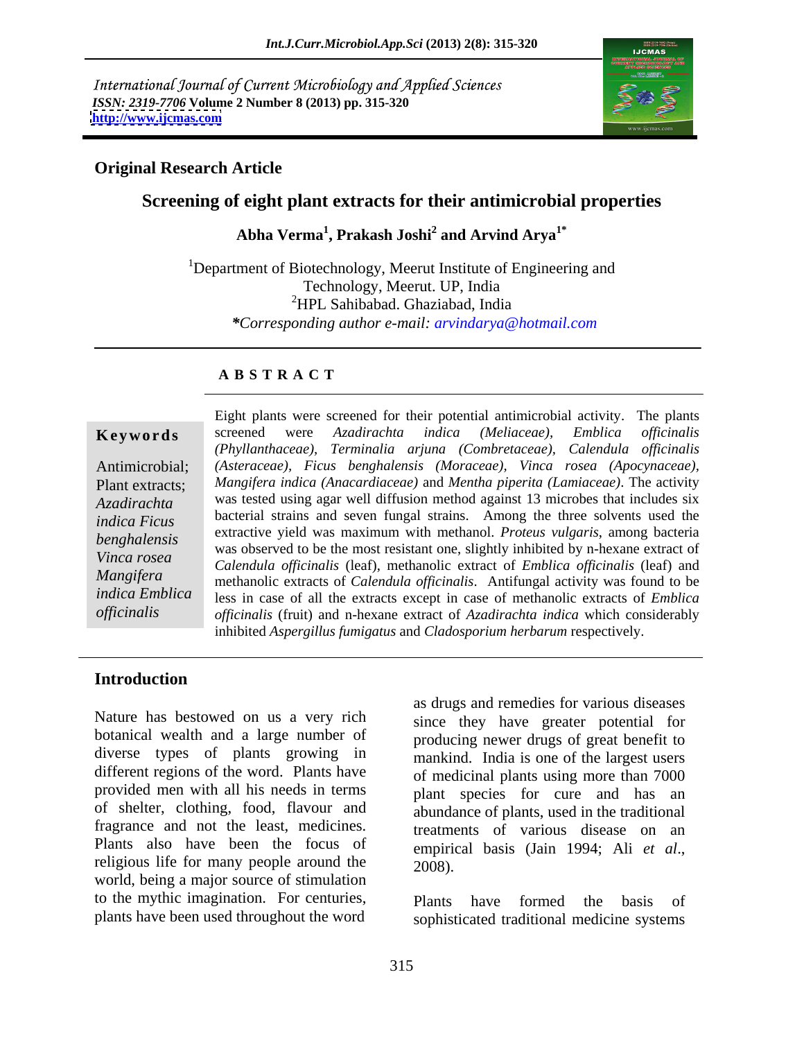International Journal of Current Microbiology and Applied Sciences
*ISSN: 2319-7706* **Volume 2 Number 8 (2013) pp. 315-320**
**http://www.ijcmas.com**

**Original Research Article**

# Screening of eight plant extracts for their antimicrobial properties

**Abha Verma[1], Prakash Joshi[2] and Arvind Arya[1*]**

[1]Department of Biotechnology, Meerut Institute of Engineering and Technology, Meerut. UP, India
[2]HPL Sahibabad. Ghaziabad, India
***Corresponding author e-mail:** *arvindarya@hotmail.com*

## A B S T R A C T

**Keywords**

Antimicrobial; Plant extracts; *Azadirachta indica Ficus benghalensis Vinca rosea Mangifera indica Emblica officinalis*

Eight plants were screened for their potential antimicrobial activity. The plants screened were *Azadirachta indica (Meliaceae), Emblica officinalis (Phyllanthaceae), Terminalia arjuna (Combretaceae), Calendula officinalis (Asteraceae), Ficus benghalensis (Moraceae), Vinca rosea (Apocynaceae), Mangifera indica (Anacardiaceae)* and *Mentha piperita (Lamiaceae)*. The activity was tested using agar well diffusion method against 13 microbes that includes six bacterial strains and seven fungal strains. Among the three solvents used the extractive yield was maximum with methanol. *Proteus vulgaris*, among bacteria was observed to be the most resistant one, slightly inhibited by n-hexane extract of *Calendula officinalis* (leaf), methanolic extract of *Emblica officinalis* (leaf) and methanolic extracts of *Calendula officinalis*. Antifungal activity was found to be less in case of all the extracts except in case of methanolic extracts of *Emblica officinalis* (fruit) and n-hexane extract of *Azadirachta indica* which considerably inhibited *Aspergillus fumigatus* and *Cladosporium herbarum* respectively.

## Introduction

Nature has bestowed on us a very rich botanical wealth and a large number of diverse types of plants growing in different regions of the word. Plants have provided men with all his needs in terms of shelter, clothing, food, flavour and fragrance and not the least, medicines. Plants also have been the focus of religious life for many people around the world, being a major source of stimulation to the mythic imagination. For centuries, plants have been used throughout the word as drugs and remedies for various diseases since they have greater potential for producing newer drugs of great benefit to mankind. India is one of the largest users of medicinal plants using more than 7000 plant species for cure and has an abundance of plants, used in the traditional treatments of various disease on an empirical basis (Jain 1994; Ali *et al*., 2008).

Plants have formed the basis of sophisticated traditional medicine systems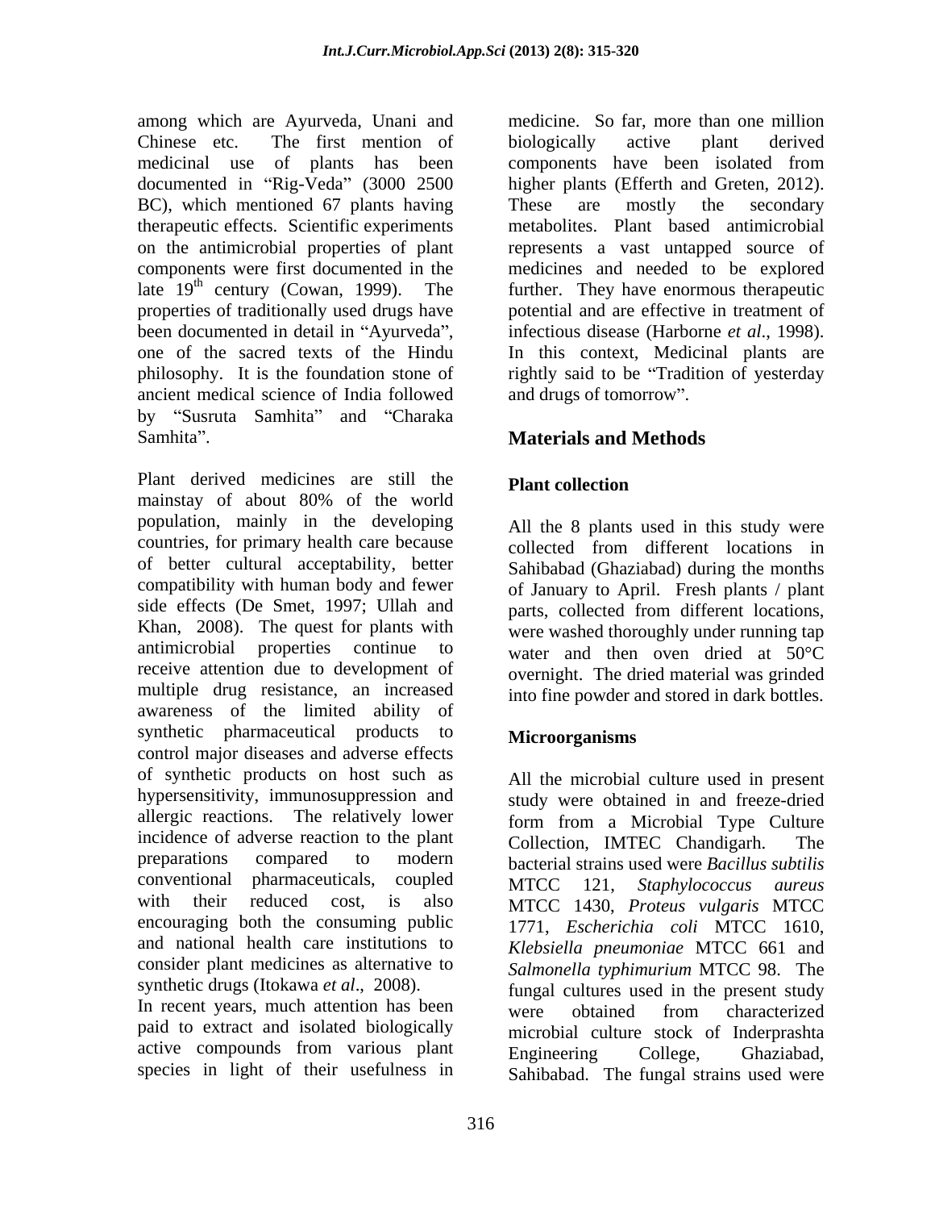among which are Ayurveda, Unani and Chinese etc. The first mention of medicinal use of plants has been documented in "Rig-Veda" (3000 2500 BC), which mentioned 67 plants having therapeutic effects. Scientific experiments on the antimicrobial properties of plant components were first documented in the late 19th century (Cowan, 1999). The properties of traditionally used drugs have been documented in detail in "Ayurveda", one of the sacred texts of the Hindu philosophy. It is the foundation stone of ancient medical science of India followed by "Susruta Samhita" and "Charaka Samhita".

Plant derived medicines are still the mainstay of about 80% of the world population, mainly in the developing countries, for primary health care because of better cultural acceptability, better compatibility with human body and fewer side effects (De Smet, 1997; Ullah and Khan, 2008). The quest for plants with antimicrobial properties continue to receive attention due to development of multiple drug resistance, an increased awareness of the limited ability of synthetic pharmaceutical products to control major diseases and adverse effects of synthetic products on host such as hypersensitivity, immunosuppression and allergic reactions. The relatively lower incidence of adverse reaction to the plant preparations compared to modern conventional pharmaceuticals, coupled with their reduced cost, is also encouraging both the consuming public and national health care institutions to consider plant medicines as alternative to synthetic drugs (Itokawa *et al*., 2008).
In recent years, much attention has been paid to extract and isolated biologically active compounds from various plant species in light of their usefulness in medicine. So far, more than one million biologically active plant derived components have been isolated from higher plants (Efferth and Greten, 2012). These are mostly the secondary metabolites. Plant based antimicrobial represents a vast untapped source of medicines and needed to be explored further. They have enormous therapeutic potential and are effective in treatment of infectious disease (Harborne *et al*., 1998). In this context, Medicinal plants are rightly said to be "Tradition of yesterday and drugs of tomorrow".

## Materials and Methods

### Plant collection

All the 8 plants used in this study were collected from different locations in Sahibabad (Ghaziabad) during the months of January to April. Fresh plants / plant parts, collected from different locations, were washed thoroughly under running tap water and then oven dried at 50°C overnight. The dried material was grinded into fine powder and stored in dark bottles.

### Microorganisms

All the microbial culture used in present study were obtained in and freeze-dried form from a Microbial Type Culture Collection, IMTEC Chandigarh. The bacterial strains used were *Bacillus subtilis* MTCC 121, *Staphylococcus aureus* MTCC 1430, *Proteus vulgaris* MTCC 1771, *Escherichia coli* MTCC 1610, *Klebsiella pneumoniae* MTCC 661 and *Salmonella typhimurium* MTCC 98. The fungal cultures used in the present study were obtained from characterized microbial culture stock of Inderprashta Engineering College, Ghaziabad, Sahibabad. The fungal strains used were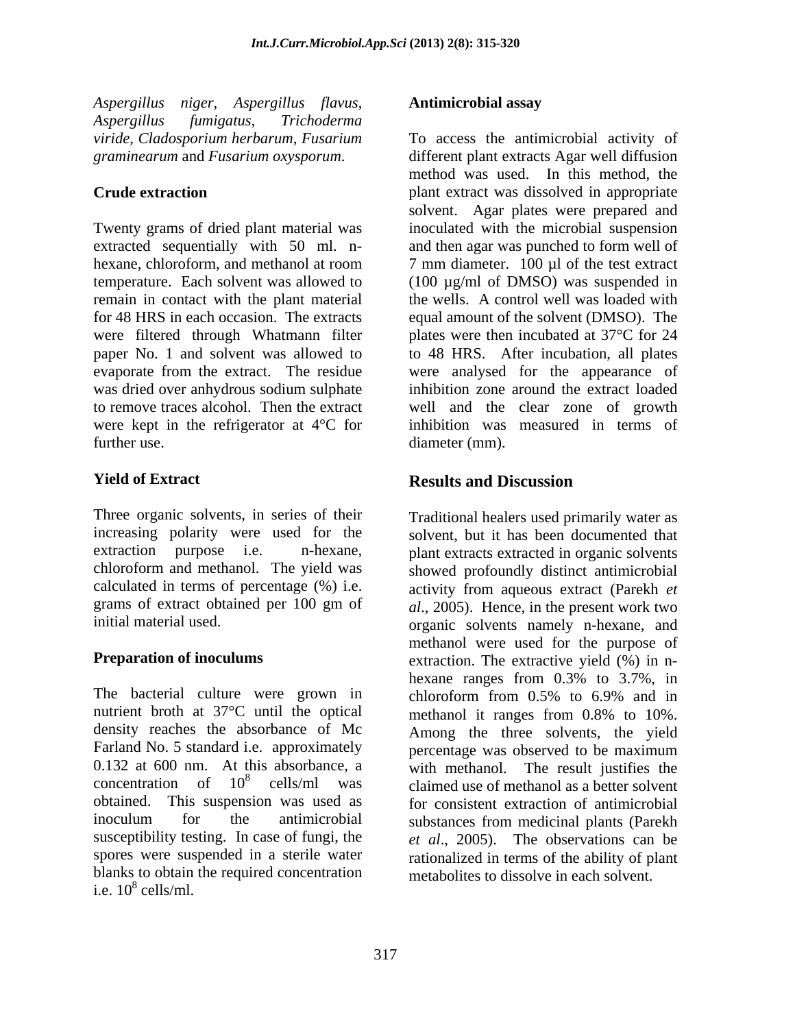*Aspergillus niger*, *Aspergillus flavus*, *Aspergillus fumigatus*, *Trichoderma viride*, *Cladosporium herbarum*, *Fusarium graminearum* and *Fusarium oxysporum*.

**Crude extraction**

Twenty grams of dried plant material was extracted sequentially with 50 ml. n-hexane, chloroform, and methanol at room temperature. Each solvent was allowed to remain in contact with the plant material for 48 HRS in each occasion. The extracts were filtered through Whatmann filter paper No. 1 and solvent was allowed to evaporate from the extract. The residue was dried over anhydrous sodium sulphate to remove traces alcohol. Then the extract were kept in the refrigerator at 4°C for further use.

**Yield of Extract**

Three organic solvents, in series of their increasing polarity were used for the extraction purpose i.e. n-hexane, chloroform and methanol. The yield was calculated in terms of percentage (%) i.e. grams of extract obtained per 100 gm of initial material used.

**Preparation of inoculums**

The bacterial culture were grown in nutrient broth at 37°C until the optical density reaches the absorbance of Mc Farland No. 5 standard i.e. approximately 0.132 at 600 nm. At this absorbance, a concentration of $10^8$ cells/ml was obtained. This suspension was used as inoculum for the antimicrobial susceptibility testing. In case of fungi, the spores were suspended in a sterile water blanks to obtain the required concentration i.e. $10^8$ cells/ml.

**Antimicrobial assay**

To access the antimicrobial activity of different plant extracts Agar well diffusion method was used. In this method, the plant extract was dissolved in appropriate solvent. Agar plates were prepared and inoculated with the microbial suspension and then agar was punched to form well of 7 mm diameter. 100 µl of the test extract (100 µg/ml of DMSO) was suspended in the wells. A control well was loaded with equal amount of the solvent (DMSO). The plates were then incubated at 37°C for 24 to 48 HRS. After incubation, all plates were analysed for the appearance of inhibition zone around the extract loaded well and the clear zone of growth inhibition was measured in terms of diameter (mm).

## Results and Discussion

Traditional healers used primarily water as solvent, but it has been documented that plant extracts extracted in organic solvents showed profoundly distinct antimicrobial activity from aqueous extract (Parekh *et al*., 2005). Hence, in the present work two organic solvents namely n-hexane, and methanol were used for the purpose of extraction. The extractive yield (%) in n-hexane ranges from 0.3% to 3.7%, in chloroform from 0.5% to 6.9% and in methanol it ranges from 0.8% to 10%. Among the three solvents, the yield percentage was observed to be maximum with methanol. The result justifies the claimed use of methanol as a better solvent for consistent extraction of antimicrobial substances from medicinal plants (Parekh *et al*., 2005). The observations can be rationalized in terms of the ability of plant metabolites to dissolve in each solvent.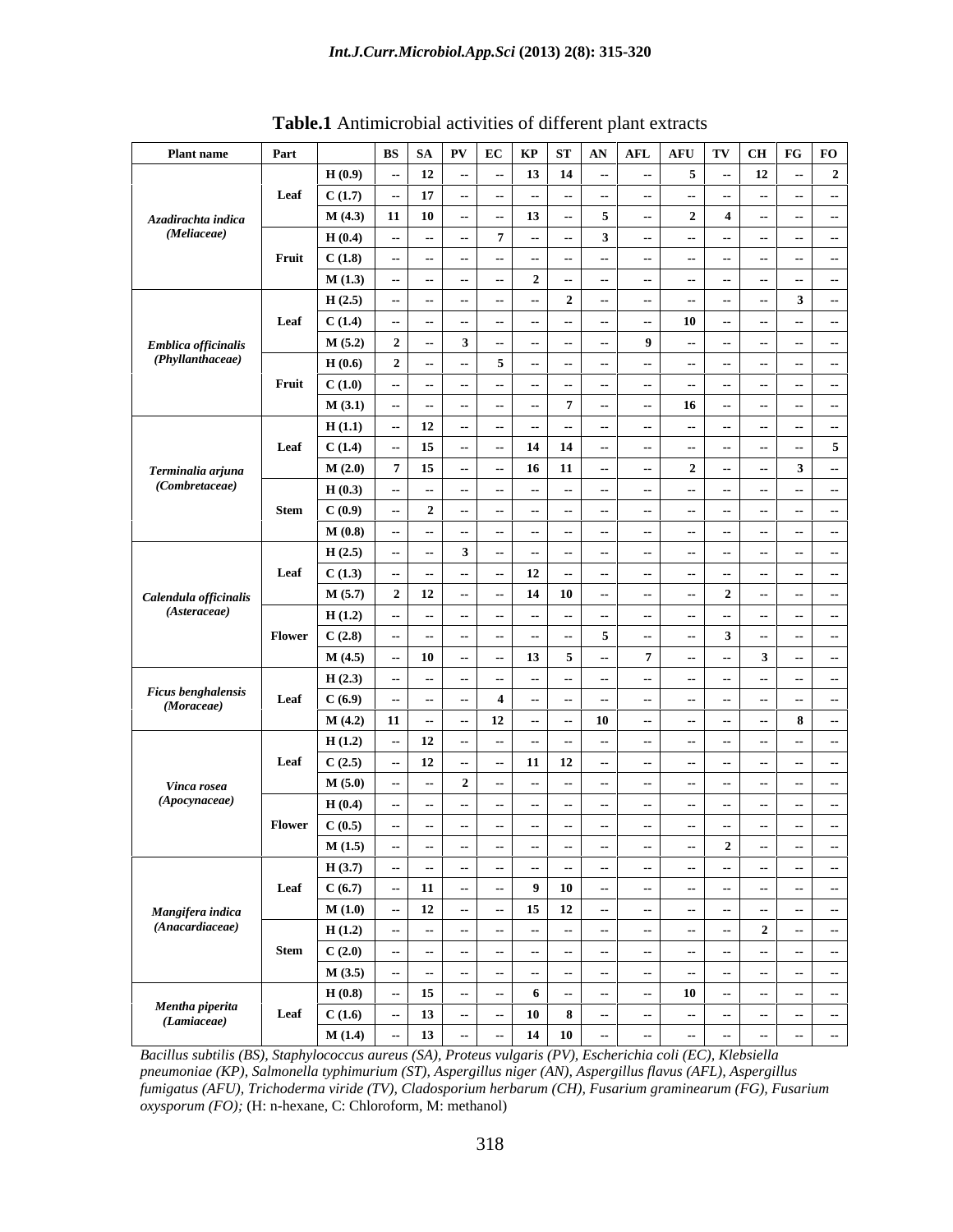**Table.1** Antimicrobial activities of different plant extracts

| Plant name | Part | | BS | SA | PV | EC | KP | ST | AN | AFL | AFU | TV | CH | FG | FO |
|---|---|---|---|---|---|---|---|---|---|---|---|---|---|---|---|
| *Azadirachta indica* (*Meliaceae*) | Leaf | H (0.9) | -- | 12 | -- | -- | 13 | 14 | -- | -- | 5 | -- | 12 | -- | 2 |
| | | C (1.7) | -- | 17 | -- | -- | -- | -- | -- | -- | -- | -- | -- | -- | -- |
| | | M (4.3) | 11 | 10 | -- | -- | 13 | -- | 5 | -- | 2 | 4 | -- | -- | -- |
| | Fruit | H (0.4) | -- | -- | -- | 7 | -- | -- | 3 | -- | -- | -- | -- | -- | -- |
| | | C (1.8) | -- | -- | -- | -- | -- | -- | -- | -- | -- | -- | -- | -- | -- |
| | | M (1.3) | -- | -- | -- | -- | 2 | -- | -- | -- | -- | -- | -- | -- | -- |
| *Emblica officinalis* (*Phyllanthaceae*) | Leaf | H (2.5) | -- | -- | -- | -- | -- | 2 | -- | -- | -- | -- | -- | 3 | -- |
| | | C (1.4) | -- | -- | -- | -- | -- | -- | -- | -- | 10 | -- | -- | -- | -- |
| | | M (5.2) | 2 | -- | 3 | -- | -- | -- | -- | 9 | -- | -- | -- | -- | -- |
| | Fruit | H (0.6) | 2 | -- | -- | 5 | -- | -- | -- | -- | -- | -- | -- | -- | -- |
| | | C (1.0) | -- | -- | -- | -- | -- | -- | -- | -- | -- | -- | -- | -- | -- |
| | | M (3.1) | -- | -- | -- | -- | -- | 7 | -- | -- | 16 | -- | -- | -- | -- |
| *Terminalia arjuna* (*Combretaceae*) | Leaf | H (1.1) | -- | 12 | -- | -- | -- | -- | -- | -- | -- | -- | -- | -- | -- |
| | | C (1.4) | -- | 15 | -- | -- | 14 | 14 | -- | -- | -- | -- | -- | -- | 5 |
| | | M (2.0) | 7 | 15 | -- | -- | 16 | 11 | -- | -- | 2 | -- | -- | 3 | -- |
| | Stem | H (0.3) | -- | -- | -- | -- | -- | -- | -- | -- | -- | -- | -- | -- | -- |
| | | C (0.9) | -- | 2 | -- | -- | -- | -- | -- | -- | -- | -- | -- | -- | -- |
| | | M (0.8) | -- | -- | -- | -- | -- | -- | -- | -- | -- | -- | -- | -- | -- |
| *Calendula officinalis* (*Asteraceae*) | Leaf | H (2.5) | -- | -- | 3 | -- | -- | -- | -- | -- | -- | -- | -- | -- | -- |
| | | C (1.3) | -- | -- | -- | -- | 12 | -- | -- | -- | -- | -- | -- | -- | -- |
| | | M (5.7) | 2 | 12 | -- | -- | 14 | 10 | -- | -- | -- | 2 | -- | -- | -- |
| | Flower | H (1.2) | -- | -- | -- | -- | -- | -- | -- | -- | -- | -- | -- | -- | -- |
| | | C (2.8) | -- | -- | -- | -- | -- | -- | 5 | -- | -- | 3 | -- | -- | -- |
| | | M (4.5) | -- | 10 | -- | -- | 13 | 5 | -- | 7 | -- | -- | 3 | -- | -- |
| *Ficus benghalensis* (*Moraceae*) | Leaf | H (2.3) | -- | -- | -- | -- | -- | -- | -- | -- | -- | -- | -- | -- | -- |
| | | C (6.9) | -- | -- | -- | 4 | -- | -- | -- | -- | -- | -- | -- | -- | -- |
| | | M (4.2) | 11 | -- | -- | 12 | -- | -- | 10 | -- | -- | -- | -- | 8 | -- |
| *Vinca rosea* (*Apocynaceae*) | Leaf | H (1.2) | -- | 12 | -- | -- | -- | -- | -- | -- | -- | -- | -- | -- | -- |
| | | C (2.5) | -- | 12 | -- | -- | 11 | 12 | -- | -- | -- | -- | -- | -- | -- |
| | | M (5.0) | -- | -- | 2 | -- | -- | -- | -- | -- | -- | -- | -- | -- | -- |
| | Flower | H (0.4) | -- | -- | -- | -- | -- | -- | -- | -- | -- | -- | -- | -- | -- |
| | | C (0.5) | -- | -- | -- | -- | -- | -- | -- | -- | -- | -- | -- | -- | -- |
| | | M (1.5) | -- | -- | -- | -- | -- | -- | -- | -- | -- | 2 | -- | -- | -- |
| *Mangifera indica* (*Anacardiaceae*) | Leaf | H (3.7) | -- | -- | -- | -- | -- | -- | -- | -- | -- | -- | -- | -- | -- |
| | | C (6.7) | -- | 11 | -- | -- | 9 | 10 | -- | -- | -- | -- | -- | -- | -- |
| | | M (1.0) | -- | 12 | -- | -- | 15 | 12 | -- | -- | -- | -- | -- | -- | -- |
| | Stem | H (1.2) | -- | -- | -- | -- | -- | -- | -- | -- | -- | -- | 2 | -- | -- |
| | | C (2.0) | -- | -- | -- | -- | -- | -- | -- | -- | -- | -- | -- | -- | -- |
| | | M (3.5) | -- | -- | -- | -- | -- | -- | -- | -- | -- | -- | -- | -- | -- |
| *Mentha piperita* (*Lamiaceae*) | Leaf | H (0.8) | -- | 15 | -- | -- | 6 | -- | -- | -- | 10 | -- | -- | -- | -- |
| | | C (1.6) | -- | 13 | -- | -- | 10 | 8 | -- | -- | -- | -- | -- | -- | -- |
| | | M (1.4) | -- | 13 | -- | -- | 14 | 10 | -- | -- | -- | -- | -- | -- | -- |

*Bacillus subtilis (BS), Staphylococcus aureus (SA), Proteus vulgaris (PV), Escherichia coli (EC), Klebsiella pneumoniae (KP), Salmonella typhimurium (ST), Aspergillus niger (AN), Aspergillus flavus (AFL), Aspergillus fumigatus (AFU), Trichoderma viride (TV), Cladosporium herbarum (CH), Fusarium graminearum (FG), Fusarium oxysporum (FO);* (H: n-hexane, C: Chloroform, M: methanol)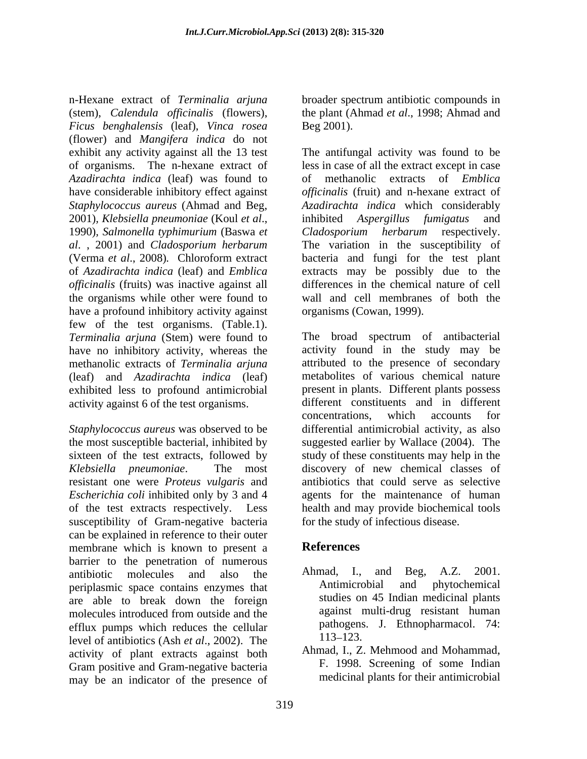n-Hexane extract of *Terminalia arjuna* (stem), *Calendula officinalis* (flowers), *Ficus benghalensis* (leaf), *Vinca rosea* (flower) and *Mangifera indica* do not exhibit any activity against all the 13 test of organisms. The n-hexane extract of *Azadirachta indica* (leaf) was found to have considerable inhibitory effect against *Staphylococcus aureus* (Ahmad and Beg, 2001), *Klebsiella pneumoniae* (Koul *et al*., 1990), *Salmonella typhimurium* (Baswa *et al*. , 2001) and *Cladosporium herbarum* (Verma *et al*., 2008). Chloroform extract of *Azadirachta indica* (leaf) and *Emblica officinalis* (fruits) was inactive against all the organisms while other were found to have a profound inhibitory activity against few of the test organisms. (Table.1). *Terminalia arjuna* (Stem) were found to have no inhibitory activity, whereas the methanolic extracts of *Terminalia arjuna* (leaf) and *Azadirachta indica* (leaf) exhibited less to profound antimicrobial activity against 6 of the test organisms.

*Staphylococcus aureus* was observed to be the most susceptible bacterial, inhibited by sixteen of the test extracts, followed by *Klebsiella pneumoniae*. The most resistant one were *Proteus vulgaris* and *Escherichia coli* inhibited only by 3 and 4 of the test extracts respectively. Less susceptibility of Gram-negative bacteria can be explained in reference to their outer membrane which is known to present a barrier to the penetration of numerous antibiotic molecules and also the periplasmic space contains enzymes that are able to break down the foreign molecules introduced from outside and the efflux pumps which reduces the cellular level of antibiotics (Ash *et al*., 2002). The activity of plant extracts against both Gram positive and Gram-negative bacteria may be an indicator of the presence of broader spectrum antibiotic compounds in the plant (Ahmad *et al*., 1998; Ahmad and Beg 2001).

The antifungal activity was found to be less in case of all the extract except in case of methanolic extracts of *Emblica officinalis* (fruit) and n-hexane extract of *Azadirachta indica* which considerably inhibited *Aspergillus fumigatus* and *Cladosporium herbarum* respectively. The variation in the susceptibility of bacteria and fungi for the test plant extracts may be possibly due to the differences in the chemical nature of cell wall and cell membranes of both the organisms (Cowan, 1999).

The broad spectrum of antibacterial activity found in the study may be attributed to the presence of secondary metabolites of various chemical nature present in plants. Different plants possess different constituents and in different concentrations, which accounts for differential antimicrobial activity, as also suggested earlier by Wallace (2004). The study of these constituents may help in the discovery of new chemical classes of antibiotics that could serve as selective agents for the maintenance of human health and may provide biochemical tools for the study of infectious disease.

## References

Ahmad, I., and Beg, A.Z. 2001. Antimicrobial and phytochemical studies on 45 Indian medicinal plants against multi-drug resistant human pathogens. J. Ethnopharmacol. 74: 113–123.

Ahmad, I., Z. Mehmood and Mohammad, F. 1998. Screening of some Indian medicinal plants for their antimicrobial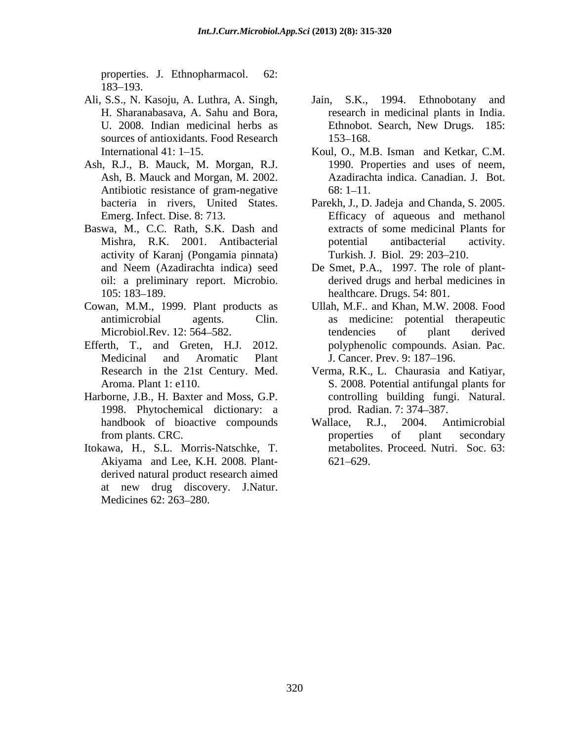properties. J. Ethnopharmacol. 62: 183–193.

Ali, S.S., N. Kasoju, A. Luthra, A. Singh, H. Sharanabasava, A. Sahu and Bora, U. 2008. Indian medicinal herbs as sources of antioxidants. Food Research International 41: 1–15.

Ash, R.J., B. Mauck, M. Morgan, R.J. Ash, B. Mauck and Morgan, M. 2002. Antibiotic resistance of gram-negative bacteria in rivers, United States. Emerg. Infect. Dise. 8: 713.

Baswa, M., C.C. Rath, S.K. Dash and Mishra, R.K. 2001. Antibacterial activity of Karanj (Pongamia pinnata) and Neem (Azadirachta indica) seed oil: a preliminary report. Microbio. 105: 183–189.

Cowan, M.M., 1999. Plant products as antimicrobial agents. Clin. Microbiol.Rev. 12: 564–582.

Efferth, T., and Greten, H.J. 2012. Medicinal and Aromatic Plant Research in the 21st Century. Med. Aroma. Plant 1: e110.

Harborne, J.B., H. Baxter and Moss, G.P. 1998. Phytochemical dictionary: a handbook of bioactive compounds from plants. CRC.

Itokawa, H., S.L. Morris-Natschke, T. Akiyama and Lee, K.H. 2008. Plant-derived natural product research aimed at new drug discovery. J.Natur. Medicines 62: 263–280.

Jain, S.K., 1994. Ethnobotany and research in medicinal plants in India. Ethnobot. Search, New Drugs. 185: 153–168.

Koul, O., M.B. Isman and Ketkar, C.M. 1990. Properties and uses of neem, Azadirachta indica. Canadian. J. Bot. 68: 1–11.

Parekh, J., D. Jadeja and Chanda, S. 2005. Efficacy of aqueous and methanol extracts of some medicinal Plants for potential antibacterial activity. Turkish. J. Biol. 29: 203–210.

De Smet, P.A., 1997. The role of plant-derived drugs and herbal medicines in healthcare. Drugs. 54: 801.

Ullah, M.F.. and Khan, M.W. 2008. Food as medicine: potential therapeutic tendencies of plant derived polyphenolic compounds. Asian. Pac. J. Cancer. Prev. 9: 187–196.

Verma, R.K., L. Chaurasia and Katiyar, S. 2008. Potential antifungal plants for controlling building fungi. Natural. prod. Radian. 7: 374–387.

Wallace, R.J., 2004. Antimicrobial properties of plant secondary metabolites. Proceed. Nutri. Soc. 63: 621–629.